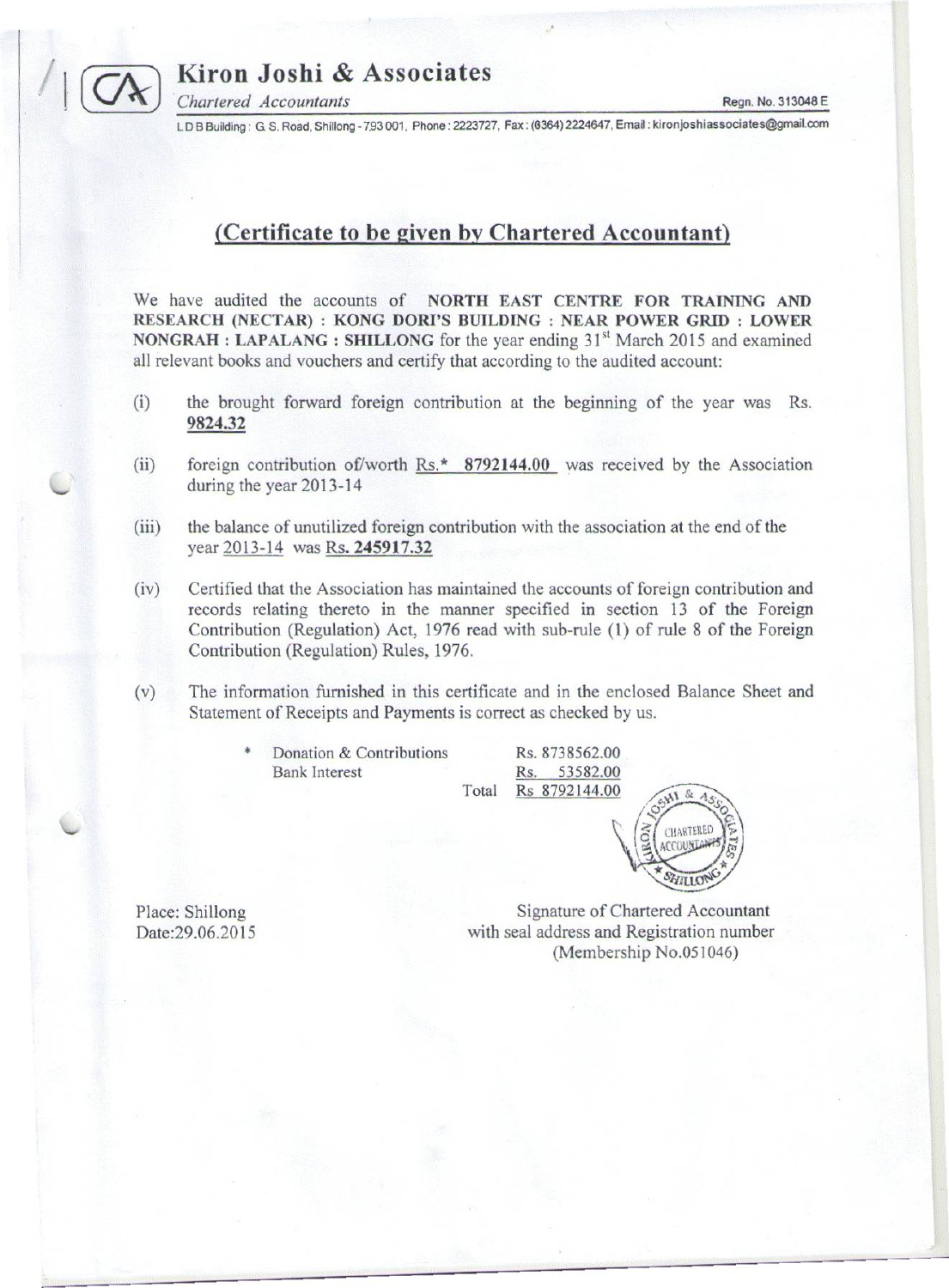# Kiron Joshi & Associates

*Chartered Accountants*

Regn. No. 313048 E

L D B Building : G. S. Road, Shillong - 793 001, Phone : 2223727, Fax : (0364) 2224647, Email : kironjoshiassociates@gmail.com

## (Certificate to be given by Chartered Accountant)

We have audited the accounts of **NORTH EAST CENTRE FOR TRAINING AND RESEARCH (NECTAR) : KONG DORI'S BUILDING : NEAR POWER GRID : LOWER NONGRAH : LAPALANG : SHILLONG** for the year ending 31st March 2015 and examined all relevant books and vouchers and certify that according to the audited account:

(i) the brought forward foreign contribution at the beginning of the year was Rs. **9824.32**

(ii) foreign contribution of/worth Rs.* **8792144.00** was received by the Association during the year 2013-14

(iii) the balance of unutilized foreign contribution with the association at the end of the year 2013-14 was **Rs. 245917.32**

(iv) Certified that the Association has maintained the accounts of foreign contribution and records relating thereto in the manner specified in section 13 of the Foreign Contribution (Regulation) Act, 1976 read with sub-rule (1) of rule 8 of the Foreign Contribution (Regulation) Rules, 1976.

(v) The information furnished in this certificate and in the enclosed Balance Sheet and Statement of Receipts and Payments is correct as checked by us.

| * | | |
|---|---|---|
| Donation & Contributions | | Rs. 8738562.00 |
| Bank Interest | | Rs. 53582.00 |
| | Total | Rs 8792144.00 |

Place: Shillong

Date:29.06.2015

Signature of Chartered Accountant
with seal address and Registration number
(Membership No.051046)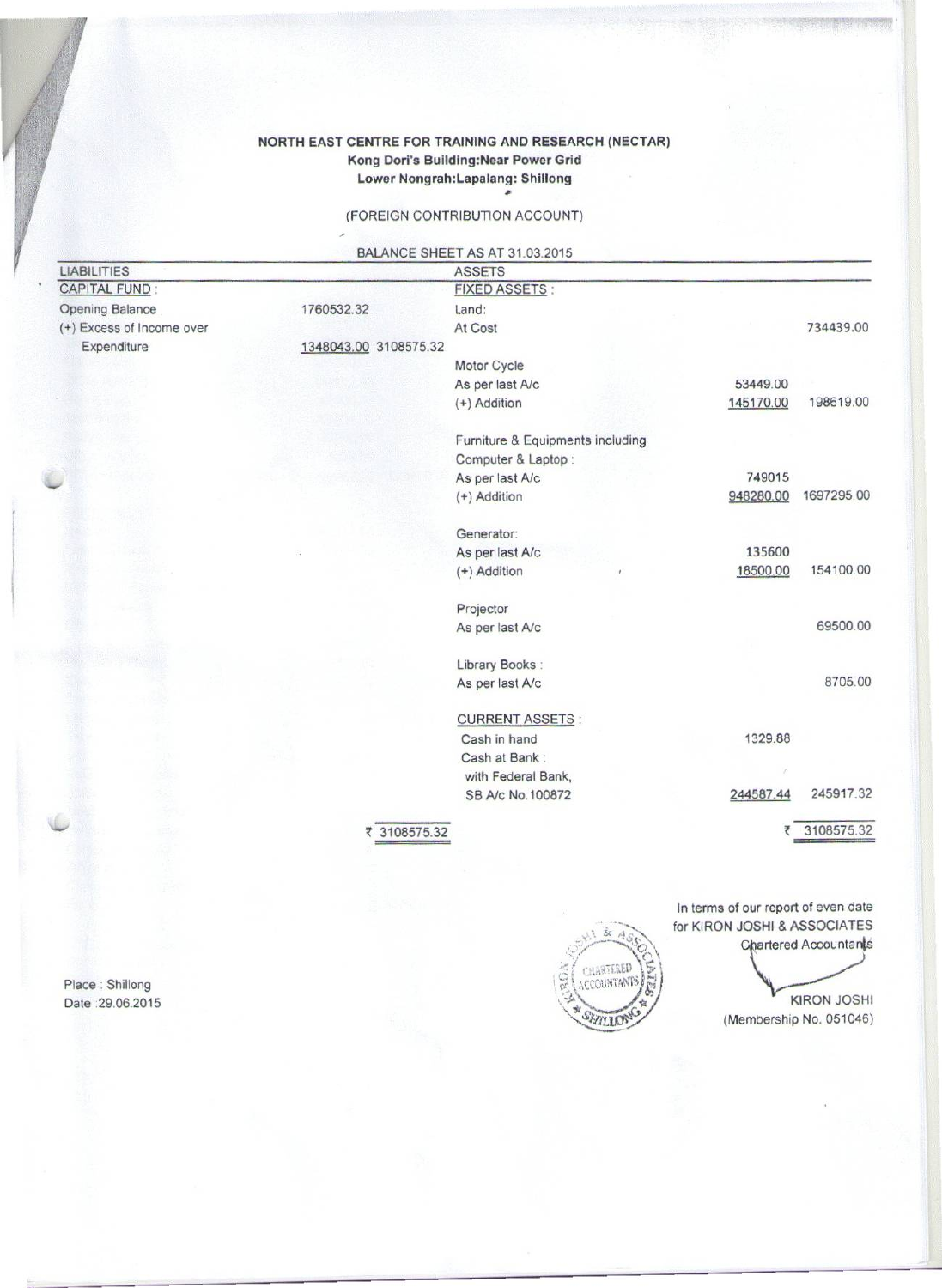**NORTH EAST CENTRE FOR TRAINING AND RESEARCH (NECTAR)**
**Kong Dori's Building:Near Power Grid**
**Lower Nongrah:Lapalang: Shillong**

(FOREIGN CONTRIBUTION ACCOUNT)

BALANCE SHEET AS AT 31.03.2015

| LIABILITIES | | | ASSETS | | |
|---|---|---|---|---|---|
| CAPITAL FUND : | | | FIXED ASSETS : | | |
| Opening Balance | 1760532.32 | | Land: | | |
| (+) Excess of Income over Expenditure | 1348043.00 | 3108575.32 | At Cost | | 734439.00 |
| | | | Motor Cycle | | |
| | | | As per last A/c | 53449.00 | |
| | | | (+) Addition | 145170.00 | 198619.00 |
| | | | Furniture & Equipments including Computer & Laptop : | | |
| | | | As per last A/c | 749015 | |
| | | | (+) Addition | 948280.00 | 1697295.00 |
| | | | Generator: | | |
| | | | As per last A/c | 135600 | |
| | | | (+) Addition | 18500.00 | 154100.00 |
| | | | Projector | | |
| | | | As per last A/c | | 69500.00 |
| | | | Library Books : | | |
| | | | As per last A/c | | 8705.00 |
| | | | CURRENT ASSETS : | | |
| | | | Cash in hand | 1329.88 | |
| | | | Cash at Bank : with Federal Bank, SB A/c No.100872 | 244587.44 | 245917.32 |
| | | ₹ 3108575.32 | | | ₹ 3108575.32 |

In terms of our report of even date
for KIRON JOSHI & ASSOCIATES
Chartered Accountants

KIRON JOSHI
(Membership No. 051046)

Place : Shillong
Date :29.06.2015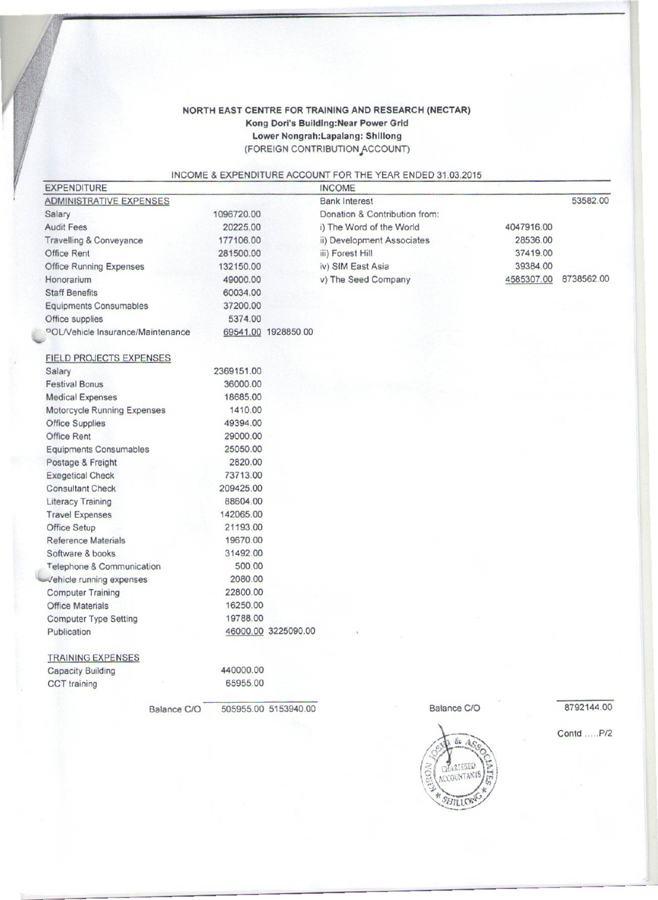**NORTH EAST CENTRE FOR TRAINING AND RESEARCH (NECTAR)**
**Kong Dori's Building:Near Power Grid**
**Lower Nongrah:Lapalang: Shillong**
(FOREIGN CONTRIBUTION ACCOUNT)

INCOME & EXPENDITURE ACCOUNT FOR THE YEAR ENDED 31.03.2015

| EXPENDITURE | | | INCOME | | |
|---|---|---|---|---|---|
| ADMINISTRATIVE EXPENSES | | | Bank Interest | | 53582.00 |
| Salary | 1096720.00 | | Donation & Contribution from: | | |
| Audit Fees | 20225.00 | | i) The Word of the World | 4047916.00 | |
| Travelling & Conveyance | 177106.00 | | ii) Development Associates | 28536.00 | |
| Office Rent | 281500.00 | | iii) Forest Hill | 37419.00 | |
| Office Running Expenses | 132150.00 | | iv) SIM East Asia | 39384.00 | |
| Honorarium | 49000.00 | | v) The Seed Company | 4585307.00 | 8738562.00 |
| Staff Benefits | 60034.00 | | | | |
| Equipments Consumables | 37200.00 | | | | |
| Office supplies | 5374.00 | | | | |
| POL/Vehicle Insurance/Maintenance | 69541.00 | 1928850.00 | | | |
| | | | | | |
| FIELD PROJECTS EXPENSES | | | | | |
| Salary | 2369151.00 | | | | |
| Festival Bonus | 36000.00 | | | | |
| Medical Expenses | 18685.00 | | | | |
| Motorcycle Running Expenses | 1410.00 | | | | |
| Office Supplies | 49394.00 | | | | |
| Office Rent | 29000.00 | | | | |
| Equipments Consumables | 25050.00 | | | | |
| Postage & Freight | 2820.00 | | | | |
| Exegetical Check | 73713.00 | | | | |
| Consultant Check | 209425.00 | | | | |
| Literacy Training | 88604.00 | | | | |
| Travel Expenses | 142065.00 | | | | |
| Office Setup | 21193.00 | | | | |
| Reference Materials | 19670.00 | | | | |
| Software & books | 31492.00 | | | | |
| Telephone & Communication | 500.00 | | | | |
| Vehicle running expenses | 2080.00 | | | | |
| Computer Training | 22800.00 | | | | |
| Office Materials | 16250.00 | | | | |
| Computer Type Setting | 19788.00 | | | | |
| Publication | 46000.00 | 3225090.00 | | | |
| | | | | | |
| TRAINING EXPENSES | | | | | |
| Capacity Building | 440000.00 | | | | |
| CCT training | 65955.00 | | | | |
| Balance C/O | 505955.00 | 5153940.00 | Balance C/O | | 8792144.00 |

Contd .....P/2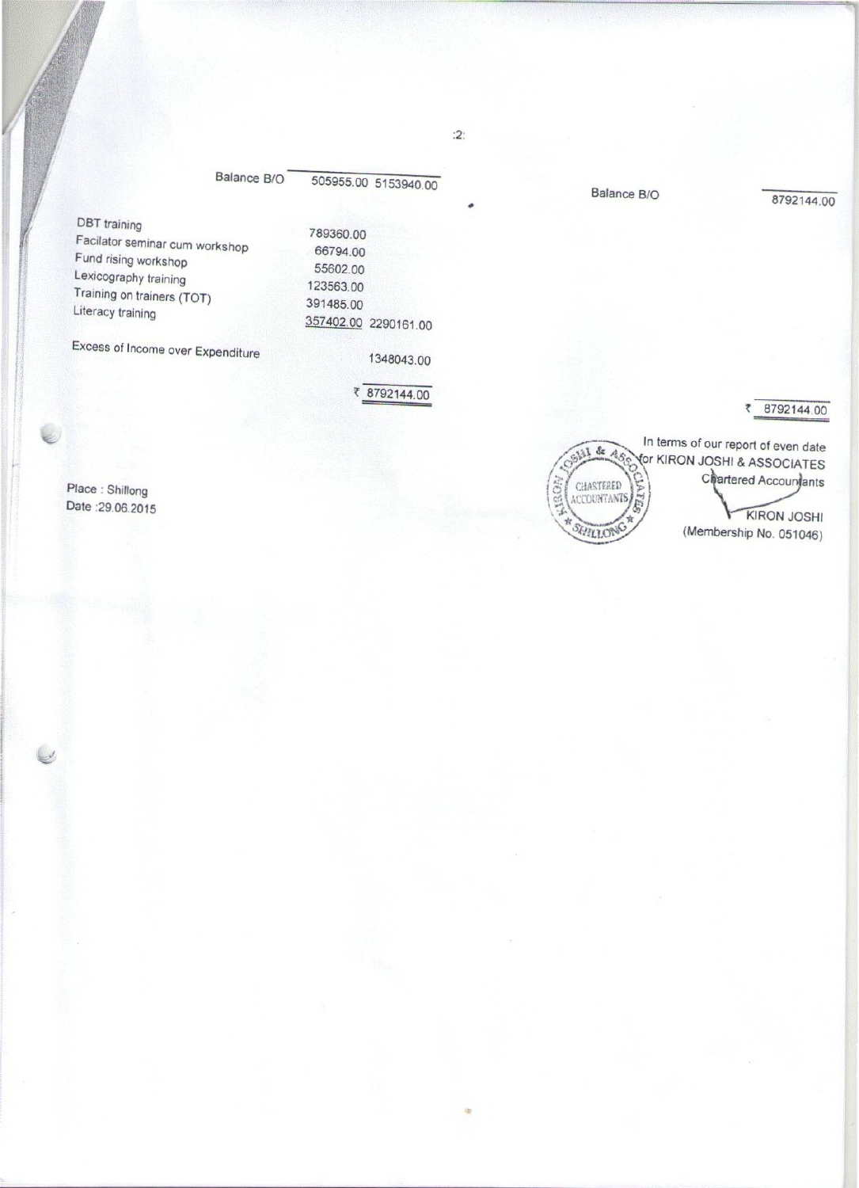| Expenditure | | | Income | |
|---|---|---|---|---|
| Balance B/O | 505955.00 | 5153940.00 | Balance B/O | 8792144.00 |
| DBT training | 789360.00 | | | |
| Facilator seminar cum workshop | 66794.00 | | | |
| Fund rising workshop | 55602.00 | | | |
| Lexicography training | 123563.00 | | | |
| Training on trainers (TOT) | 391485.00 | | | |
| Literacy training | 357402.00 | 2290161.00 | | |
| Excess of Income over Expenditure | | 1348043.00 | | |
| | | ₹ 8792144.00 | | ₹ 8792144.00 |

Place : Shillong
Date :29.06.2015

In terms of our report of even date
for KIRON JOSHI & ASSOCIATES
Chartered Accountants

KIRON JOSHI
(Membership No. 051046)

KIRON JOSHI & ASSOCIATES CHARTERED ACCOUNTANTS SHILLONG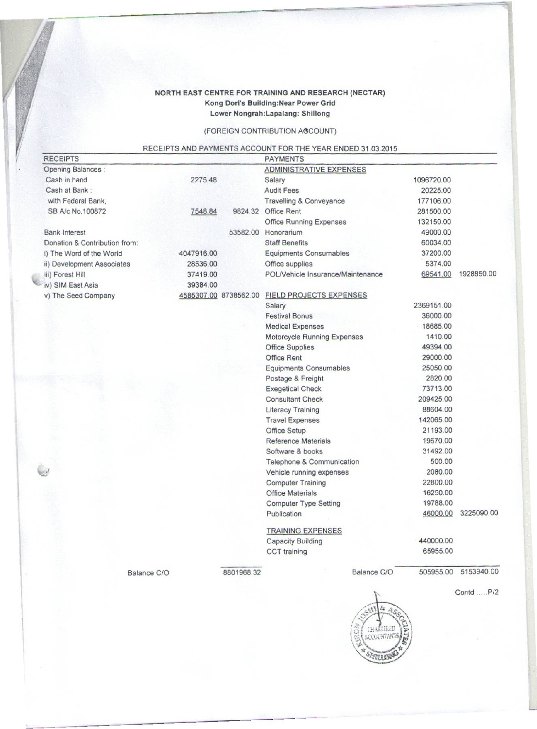**NORTH EAST CENTRE FOR TRAINING AND RESEARCH (NECTAR)**
**Kong Dori's Building:Near Power Grid**
**Lower Nongrah:Lapalang: Shillong**

(FOREIGN CONTRIBUTION ACCOUNT)

RECEIPTS AND PAYMENTS ACCOUNT FOR THE YEAR ENDED 31.03.2015

| RECEIPTS | | | PAYMENTS | | |
|---|---|---|---|---|---|
| Opening Balances : | | | ADMINISTRATIVE EXPENSES | | |
| Cash in hand | 2275.48 | | Salary | 1096720.00 | |
| Cash at Bank : | | | Audit Fees | 20225.00 | |
| with Federal Bank, | | | Travelling & Conveyance | 177106.00 | |
| SB A/c No.100872 | 7548.84 | 9824.32 | Office Rent | 281500.00 | |
| | | | Office Running Expenses | 132150.00 | |
| Bank Interest | | 53582.00 | Honorarium | 49000.00 | |
| Donation & Contribution from: | | | Staff Benefits | 60034.00 | |
| i) The Word of the World | 4047916.00 | | Equipments Consumables | 37200.00 | |
| ii) Development Associates | 28536.00 | | Office supplies | 5374.00 | |
| iii) Forest Hill | 37419.00 | | POL/Vehicle Insurance/Maintenance | 69541.00 | 1928850.00 |
| iv) SIM East Asia | 39384.00 | | | | |
| v) The Seed Company | 4585307.00 | 8738562.00 | FIELD PROJECTS EXPENSES | | |
| | | | Salary | 2369151.00 | |
| | | | Festival Bonus | 36000.00 | |
| | | | Medical Expenses | 18685.00 | |
| | | | Motorcycle Running Expenses | 1410.00 | |
| | | | Office Supplies | 49394.00 | |
| | | | Office Rent | 29000.00 | |
| | | | Equipments Consumables | 25050.00 | |
| | | | Postage & Freight | 2820.00 | |
| | | | Exegetical Check | 73713.00 | |
| | | | Consultant Check | 209425.00 | |
| | | | Literacy Training | 88604.00 | |
| | | | Travel Expenses | 142065.00 | |
| | | | Office Setup | 21193.00 | |
| | | | Reference Materials | 19670.00 | |
| | | | Software & books | 31492.00 | |
| | | | Telephone & Communication | 500.00 | |
| | | | Vehicle running expenses | 2080.00 | |
| | | | Computer Training | 22800.00 | |
| | | | Office Materials | 16250.00 | |
| | | | Computer Type Setting | 19788.00 | |
| | | | Publication | 46000.00 | 3225090.00 |
| | | | TRAINING EXPENSES | | |
| | | | Capacity Building | 440000.00 | |
| | | | CCT training | 65955.00 | |
| Balance C/O | | 8801968.32 | Balance C/O | 505955.00 | 5153940.00 |

Contd .....P/2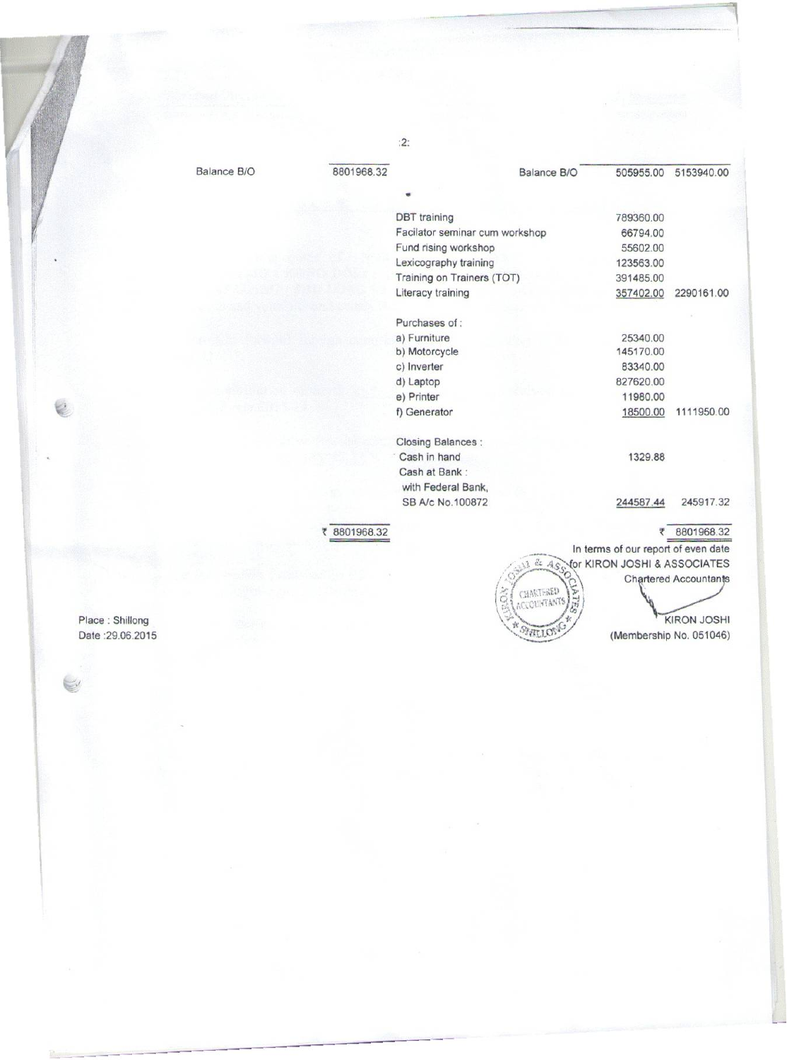| | | | | |
|---|---|---|---|---|
| Balance B/O | 8801968.32 | Balance B/O | 505955.00 | 5153940.00 |
| | | DBT training | 789360.00 | |
| | | Facilator seminar cum workshop | 66794.00 | |
| | | Fund rising workshop | 55602.00 | |
| | | Lexicography training | 123563.00 | |
| | | Training on Trainers (TOT) | 391485.00 | |
| | | Literacy training | 357402.00 | 2290161.00 |
| | | Purchases of : | | |
| | | a) Furniture | 25340.00 | |
| | | b) Motorcycle | 145170.00 | |
| | | c) Inverter | 83340.00 | |
| | | d) Laptop | 827620.00 | |
| | | e) Printer | 11980.00 | |
| | | f) Generator | 18500.00 | 1111950.00 |
| | | Closing Balances : | | |
| | | Cash in hand | 1329.88 | |
| | | Cash at Bank : with Federal Bank, SB A/c No.100872 | 244587.44 | 245917.32 |
| | ₹ 8801968.32 | | | ₹ 8801968.32 |

In terms of our report of even date
for KIRON JOSHI & ASSOCIATES
Chartered Accountants

KIRON JOSHI
(Membership No. 051046)

Place : Shillong
Date :29.06.2015